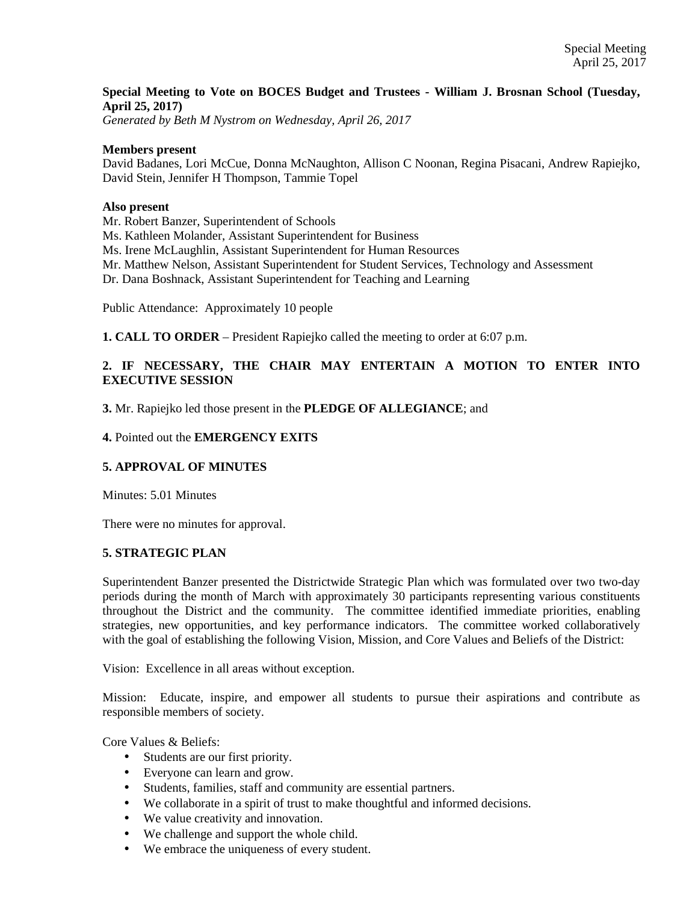**Special Meeting to Vote on BOCES Budget and Trustees - William J. Brosnan School (Tuesday, April 25, 2017)**

*Generated by Beth M Nystrom on Wednesday, April 26, 2017*

**Members present**

David Badanes, Lori McCue, Donna McNaughton, Allison C Noonan, Regina Pisacani, Andrew Rapiejko, David Stein, Jennifer H Thompson, Tammie Topel

**Also present**

Mr. Robert Banzer, Superintendent of Schools
Ms. Kathleen Molander, Assistant Superintendent for Business
Ms. Irene McLaughlin, Assistant Superintendent for Human Resources
Mr. Matthew Nelson, Assistant Superintendent for Student Services, Technology and Assessment
Dr. Dana Boshnack, Assistant Superintendent for Teaching and Learning

Public Attendance: Approximately 10 people

**1. CALL TO ORDER** – President Rapiejko called the meeting to order at 6:07 p.m.

**2. IF NECESSARY, THE CHAIR MAY ENTERTAIN A MOTION TO ENTER INTO EXECUTIVE SESSION**

**3.** Mr. Rapiejko led those present in the **PLEDGE OF ALLEGIANCE**; and

**4.** Pointed out the **EMERGENCY EXITS**

**5. APPROVAL OF MINUTES**

Minutes: 5.01 Minutes

There were no minutes for approval.

**5. STRATEGIC PLAN**

Superintendent Banzer presented the Districtwide Strategic Plan which was formulated over two two-day periods during the month of March with approximately 30 participants representing various constituents throughout the District and the community. The committee identified immediate priorities, enabling strategies, new opportunities, and key performance indicators. The committee worked collaboratively with the goal of establishing the following Vision, Mission, and Core Values and Beliefs of the District:

Vision: Excellence in all areas without exception.

Mission: Educate, inspire, and empower all students to pursue their aspirations and contribute as responsible members of society.

Core Values & Beliefs:

- Students are our first priority.
- Everyone can learn and grow.
- Students, families, staff and community are essential partners.
- We collaborate in a spirit of trust to make thoughtful and informed decisions.
- We value creativity and innovation.
- We challenge and support the whole child.
- We embrace the uniqueness of every student.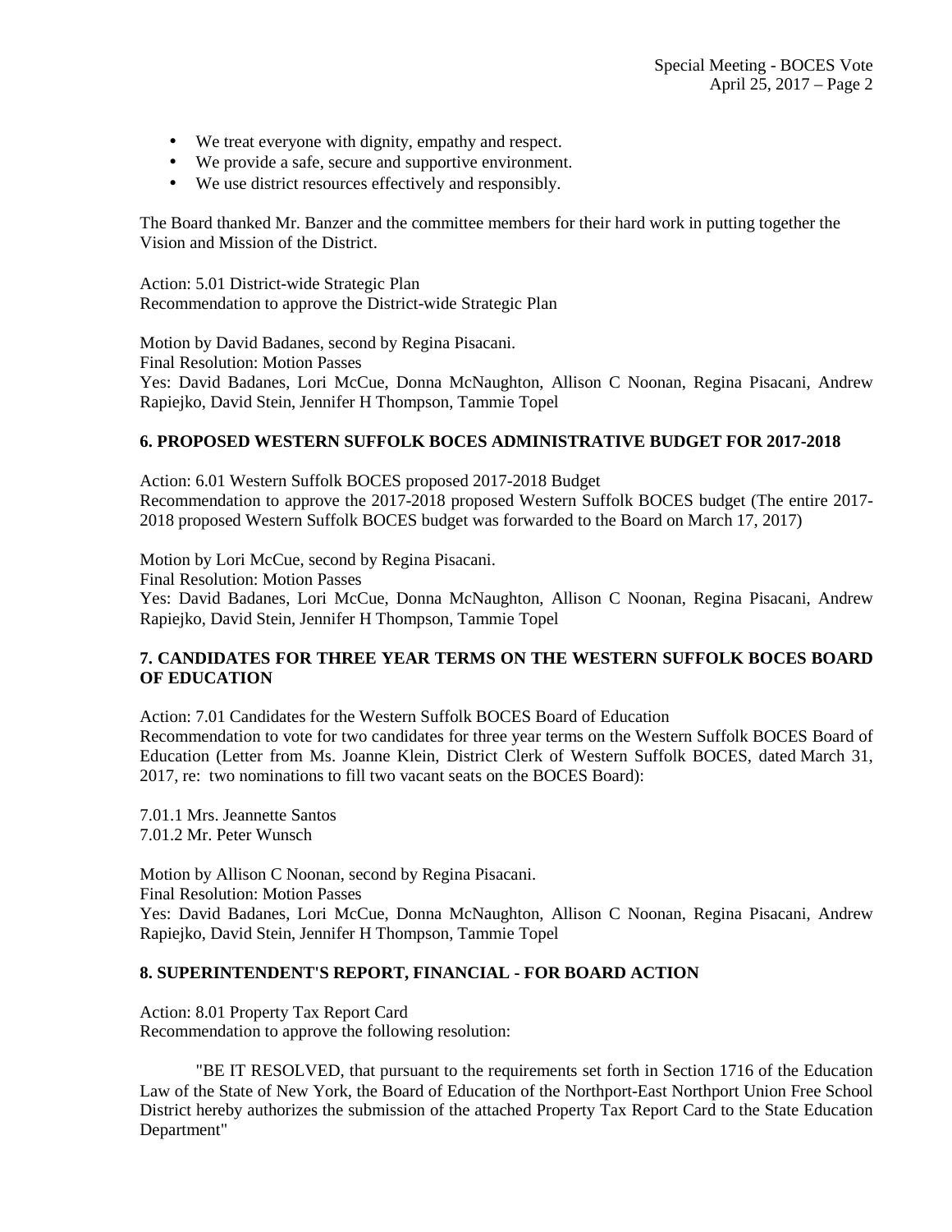- We treat everyone with dignity, empathy and respect.
- We provide a safe, secure and supportive environment.
- We use district resources effectively and responsibly.

The Board thanked Mr. Banzer and the committee members for their hard work in putting together the Vision and Mission of the District.

Action: 5.01 District-wide Strategic Plan
Recommendation to approve the District-wide Strategic Plan

Motion by David Badanes, second by Regina Pisacani.
Final Resolution: Motion Passes
Yes: David Badanes, Lori McCue, Donna McNaughton, Allison C Noonan, Regina Pisacani, Andrew Rapiejko, David Stein, Jennifer H Thompson, Tammie Topel

**6. PROPOSED WESTERN SUFFOLK BOCES ADMINISTRATIVE BUDGET FOR 2017-2018**

Action: 6.01 Western Suffolk BOCES proposed 2017-2018 Budget
Recommendation to approve the 2017-2018 proposed Western Suffolk BOCES budget (The entire 2017-2018 proposed Western Suffolk BOCES budget was forwarded to the Board on March 17, 2017)

Motion by Lori McCue, second by Regina Pisacani.
Final Resolution: Motion Passes
Yes: David Badanes, Lori McCue, Donna McNaughton, Allison C Noonan, Regina Pisacani, Andrew Rapiejko, David Stein, Jennifer H Thompson, Tammie Topel

**7. CANDIDATES FOR THREE YEAR TERMS ON THE WESTERN SUFFOLK BOCES BOARD OF EDUCATION**

Action: 7.01 Candidates for the Western Suffolk BOCES Board of Education
Recommendation to vote for two candidates for three year terms on the Western Suffolk BOCES Board of Education (Letter from Ms. Joanne Klein, District Clerk of Western Suffolk BOCES, dated March 31, 2017, re: two nominations to fill two vacant seats on the BOCES Board):

7.01.1 Mrs. Jeannette Santos
7.01.2 Mr. Peter Wunsch

Motion by Allison C Noonan, second by Regina Pisacani.
Final Resolution: Motion Passes
Yes: David Badanes, Lori McCue, Donna McNaughton, Allison C Noonan, Regina Pisacani, Andrew Rapiejko, David Stein, Jennifer H Thompson, Tammie Topel

**8. SUPERINTENDENT'S REPORT, FINANCIAL - FOR BOARD ACTION**

Action: 8.01 Property Tax Report Card
Recommendation to approve the following resolution:

"BE IT RESOLVED, that pursuant to the requirements set forth in Section 1716 of the Education Law of the State of New York, the Board of Education of the Northport-East Northport Union Free School District hereby authorizes the submission of the attached Property Tax Report Card to the State Education Department"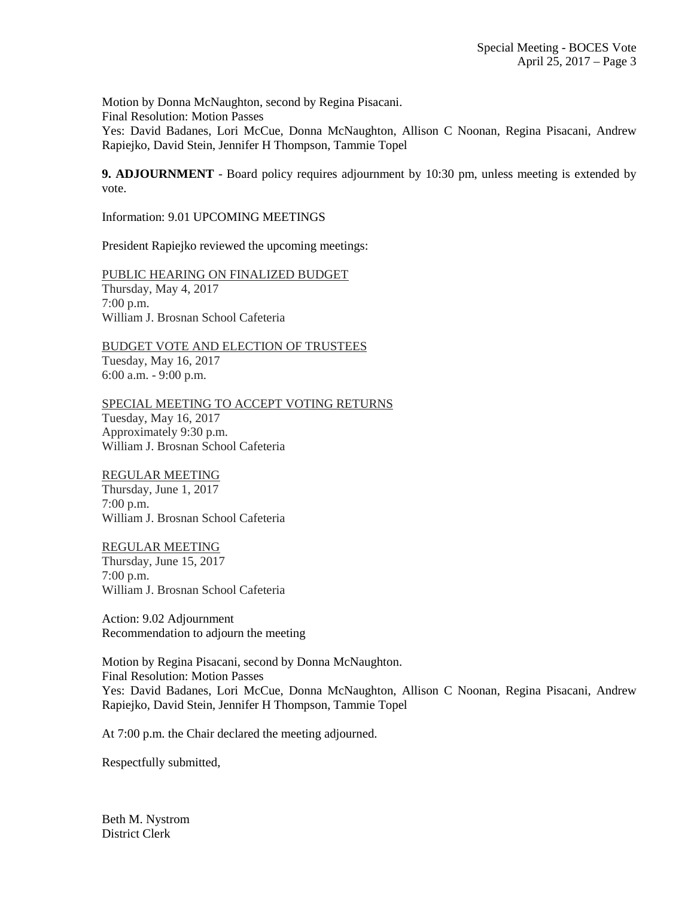Motion by Donna McNaughton, second by Regina Pisacani.
Final Resolution: Motion Passes
Yes: David Badanes, Lori McCue, Donna McNaughton, Allison C Noonan, Regina Pisacani, Andrew Rapiejko, David Stein, Jennifer H Thompson, Tammie Topel

**9. ADJOURNMENT** - Board policy requires adjournment by 10:30 pm, unless meeting is extended by vote.

Information: 9.01 UPCOMING MEETINGS

President Rapiejko reviewed the upcoming meetings:

PUBLIC HEARING ON FINALIZED BUDGET
Thursday, May 4, 2017
7:00 p.m.
William J. Brosnan School Cafeteria

BUDGET VOTE AND ELECTION OF TRUSTEES
Tuesday, May 16, 2017
6:00 a.m. - 9:00 p.m.

SPECIAL MEETING TO ACCEPT VOTING RETURNS
Tuesday, May 16, 2017
Approximately 9:30 p.m.
William J. Brosnan School Cafeteria

REGULAR MEETING
Thursday, June 1, 2017
7:00 p.m.
William J. Brosnan School Cafeteria

REGULAR MEETING
Thursday, June 15, 2017
7:00 p.m.
William J. Brosnan School Cafeteria

Action: 9.02 Adjournment
Recommendation to adjourn the meeting

Motion by Regina Pisacani, second by Donna McNaughton.
Final Resolution: Motion Passes
Yes: David Badanes, Lori McCue, Donna McNaughton, Allison C Noonan, Regina Pisacani, Andrew Rapiejko, David Stein, Jennifer H Thompson, Tammie Topel

At 7:00 p.m. the Chair declared the meeting adjourned.

Respectfully submitted,

Beth M. Nystrom
District Clerk